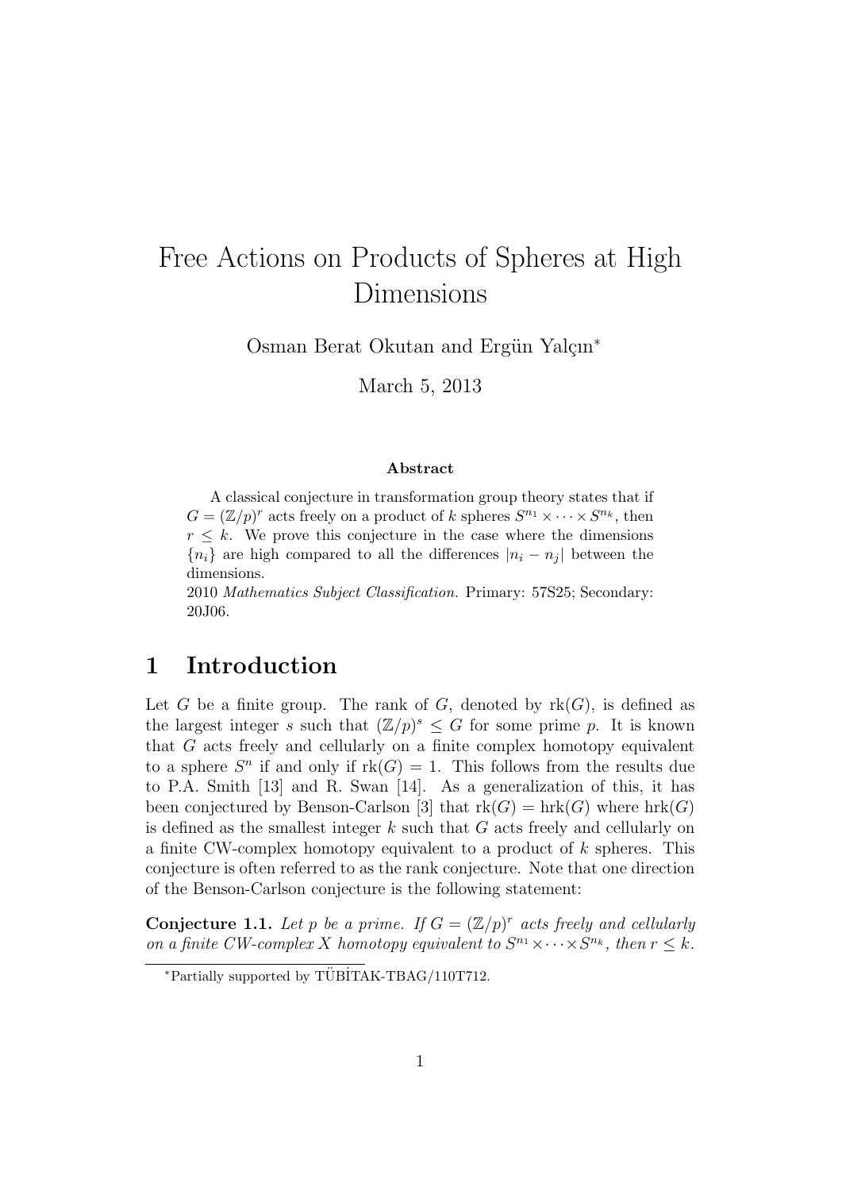# Free Actions on Products of Spheres at High Dimensions

Osman Berat Okutan and Ergün Yalçın*

March 5, 2013

**Abstract**

A classical conjecture in transformation group theory states that if $G = (\mathbb{Z}/p)^r$ acts freely on a product of $k$ spheres $S^{n_1} \times \cdots \times S^{n_k}$, then $r \leq k$. We prove this conjecture in the case where the dimensions $\{n_i\}$ are high compared to all the differences $|n_i - n_j|$ between the dimensions.

2010 *Mathematics Subject Classification.* Primary: 57S25; Secondary: 20J06.

## 1 Introduction

Let $G$ be a finite group. The rank of $G$, denoted by $\mathrm{rk}(G)$, is defined as the largest integer $s$ such that $(\mathbb{Z}/p)^s \leq G$ for some prime $p$. It is known that $G$ acts freely and cellularly on a finite complex homotopy equivalent to a sphere $S^n$ if and only if $\mathrm{rk}(G) = 1$. This follows from the results due to P.A. Smith [13] and R. Swan [14]. As a generalization of this, it has been conjectured by Benson-Carlson [3] that $\mathrm{rk}(G) = \mathrm{hrk}(G)$ where $\mathrm{hrk}(G)$ is defined as the smallest integer $k$ such that $G$ acts freely and cellularly on a finite CW-complex homotopy equivalent to a product of $k$ spheres. This conjecture is often referred to as the rank conjecture. Note that one direction of the Benson-Carlson conjecture is the following statement:

**Conjecture 1.1.** *Let $p$ be a prime. If $G = (\mathbb{Z}/p)^r$ acts freely and cellularly on a finite CW-complex $X$ homotopy equivalent to $S^{n_1} \times \cdots \times S^{n_k}$, then $r \leq k$.*

*Partially supported by TÜBİTAK-TBAG/110T712.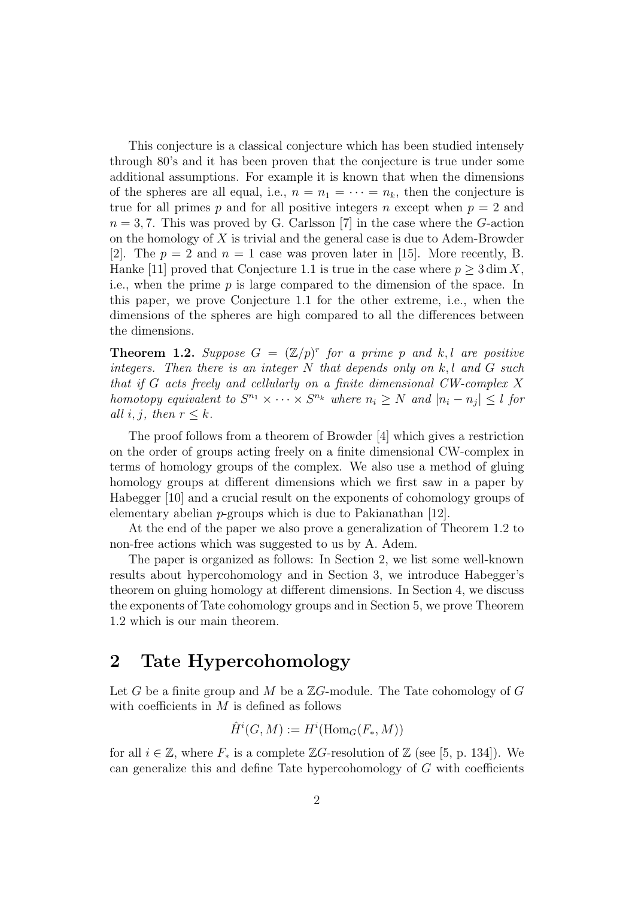This conjecture is a classical conjecture which has been studied intensely through 80's and it has been proven that the conjecture is true under some additional assumptions. For example it is known that when the dimensions of the spheres are all equal, i.e., $n = n_1 = \cdots = n_k$, then the conjecture is true for all primes $p$ and for all positive integers $n$ except when $p = 2$ and $n = 3, 7$. This was proved by G. Carlsson [7] in the case where the $G$-action on the homology of $X$ is trivial and the general case is due to Adem-Browder [2]. The $p = 2$ and $n = 1$ case was proven later in [15]. More recently, B. Hanke [11] proved that Conjecture 1.1 is true in the case where $p \geq 3 \dim X$, i.e., when the prime $p$ is large compared to the dimension of the space. In this paper, we prove Conjecture 1.1 for the other extreme, i.e., when the dimensions of the spheres are high compared to all the differences between the dimensions.

**Theorem 1.2.** *Suppose $G = (\mathbb{Z}/p)^r$ for a prime $p$ and $k, l$ are positive integers. Then there is an integer $N$ that depends only on $k, l$ and $G$ such that if $G$ acts freely and cellularly on a finite dimensional CW-complex $X$ homotopy equivalent to $S^{n_1} \times \cdots \times S^{n_k}$ where $n_i \geq N$ and $|n_i - n_j| \leq l$ for all $i, j$, then $r \leq k$.*

The proof follows from a theorem of Browder [4] which gives a restriction on the order of groups acting freely on a finite dimensional CW-complex in terms of homology groups of the complex. We also use a method of gluing homology groups at different dimensions which we first saw in a paper by Habegger [10] and a crucial result on the exponents of cohomology groups of elementary abelian $p$-groups which is due to Pakianathan [12].

At the end of the paper we also prove a generalization of Theorem 1.2 to non-free actions which was suggested to us by A. Adem.

The paper is organized as follows: In Section 2, we list some well-known results about hypercohomology and in Section 3, we introduce Habegger's theorem on gluing homology at different dimensions. In Section 4, we discuss the exponents of Tate cohomology groups and in Section 5, we prove Theorem 1.2 which is our main theorem.

## 2 Tate Hypercohomology

Let $G$ be a finite group and $M$ be a $\mathbb{Z}G$-module. The Tate cohomology of $G$ with coefficients in $M$ is defined as follows

$$\hat{H}^i(G, M) := H^i(\operatorname{Hom}_G(F_*, M))$$

for all $i \in \mathbb{Z}$, where $F_*$ is a complete $\mathbb{Z}G$-resolution of $\mathbb{Z}$ (see [5, p. 134]). We can generalize this and define Tate hypercohomology of $G$ with coefficients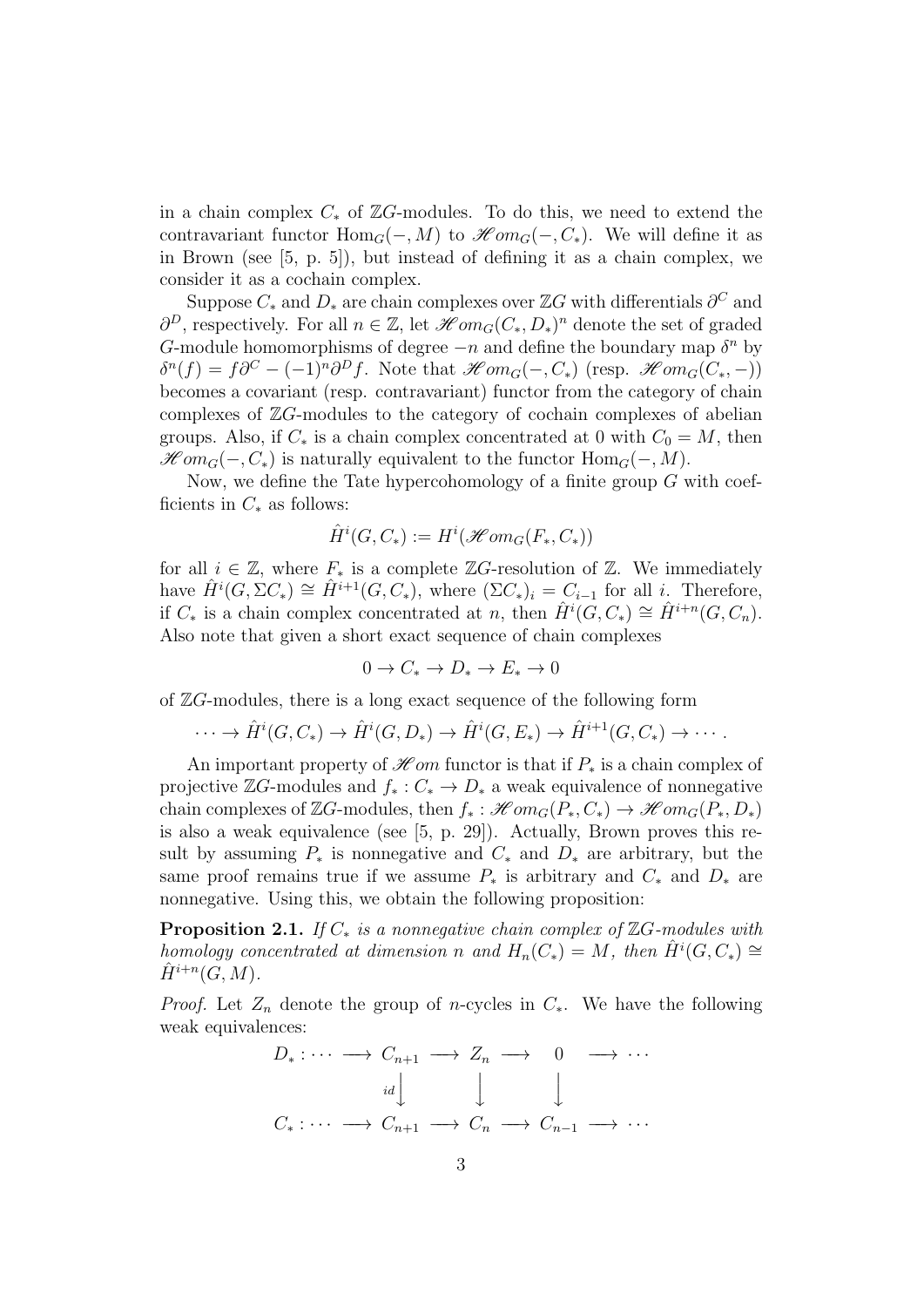in a chain complex $C_*$ of $\mathbb{Z}G$-modules. To do this, we need to extend the contravariant functor $\mathrm{Hom}_G(-, M)$ to $\mathscr{H}om_G(-, C_*)$. We will define it as in Brown (see [5, p. 5]), but instead of defining it as a chain complex, we consider it as a cochain complex.

Suppose $C_*$ and $D_*$ are chain complexes over $\mathbb{Z}G$ with differentials $\partial^C$ and $\partial^D$, respectively. For all $n \in \mathbb{Z}$, let $\mathscr{H}om_G(C_*, D_*)^n$ denote the set of graded $G$-module homomorphisms of degree $-n$ and define the boundary map $\delta^n$ by $\delta^n(f) = f\partial^C - (-1)^n \partial^D f$. Note that $\mathscr{H}om_G(-, C_*)$ (resp. $\mathscr{H}om_G(C_*, -)$) becomes a covariant (resp. contravariant) functor from the category of chain complexes of $\mathbb{Z}G$-modules to the category of cochain complexes of abelian groups. Also, if $C_*$ is a chain complex concentrated at 0 with $C_0 = M$, then $\mathscr{H}om_G(-, C_*)$ is naturally equivalent to the functor $\mathrm{Hom}_G(-, M)$.

Now, we define the Tate hypercohomology of a finite group $G$ with coefficients in $C_*$ as follows:

$$\hat{H}^i(G, C_*) := H^i(\mathscr{H}om_G(F_*, C_*))$$

for all $i \in \mathbb{Z}$, where $F_*$ is a complete $\mathbb{Z}G$-resolution of $\mathbb{Z}$. We immediately have $\hat{H}^i(G, \Sigma C_*) \cong \hat{H}^{i+1}(G, C_*)$, where $(\Sigma C_*)_i = C_{i-1}$ for all $i$. Therefore, if $C_*$ is a chain complex concentrated at $n$, then $\hat{H}^i(G, C_*) \cong \hat{H}^{i+n}(G, C_n)$. Also note that given a short exact sequence of chain complexes

$$0 \to C_* \to D_* \to E_* \to 0$$

of $\mathbb{Z}G$-modules, there is a long exact sequence of the following form

$$\cdots \to \hat{H}^i(G, C_*) \to \hat{H}^i(G, D_*) \to \hat{H}^i(G, E_*) \to \hat{H}^{i+1}(G, C_*) \to \cdots .$$

An important property of $\mathscr{H}om$ functor is that if $P_*$ is a chain complex of projective $\mathbb{Z}G$-modules and $f_* : C_* \to D_*$ a weak equivalence of nonnegative chain complexes of $\mathbb{Z}G$-modules, then $f_* : \mathscr{H}om_G(P_*, C_*) \to \mathscr{H}om_G(P_*, D_*)$ is also a weak equivalence (see [5, p. 29]). Actually, Brown proves this result by assuming $P_*$ is nonnegative and $C_*$ and $D_*$ are arbitrary, but the same proof remains true if we assume $P_*$ is arbitrary and $C_*$ and $D_*$ are nonnegative. Using this, we obtain the following proposition:

**Proposition 2.1.** *If $C_*$ is a nonnegative chain complex of $\mathbb{Z}G$-modules with homology concentrated at dimension $n$ and $H_n(C_*) = M$, then $\hat{H}^i(G, C_*) \cong \hat{H}^{i+n}(G, M)$.*

*Proof.* Let $Z_n$ denote the group of $n$-cycles in $C_*$. We have the following weak equivalences:

$$\begin{array}{ccccccccc}
D_* : \cdots & \longrightarrow & C_{n+1} & \longrightarrow & Z_n & \longrightarrow & 0 & \longrightarrow & \cdots \\
 & & \big\downarrow{\scriptstyle id} & & \big\downarrow & & \big\downarrow & & \\
C_* : \cdots & \longrightarrow & C_{n+1} & \longrightarrow & C_n & \longrightarrow & C_{n-1} & \longrightarrow & \cdots
\end{array}$$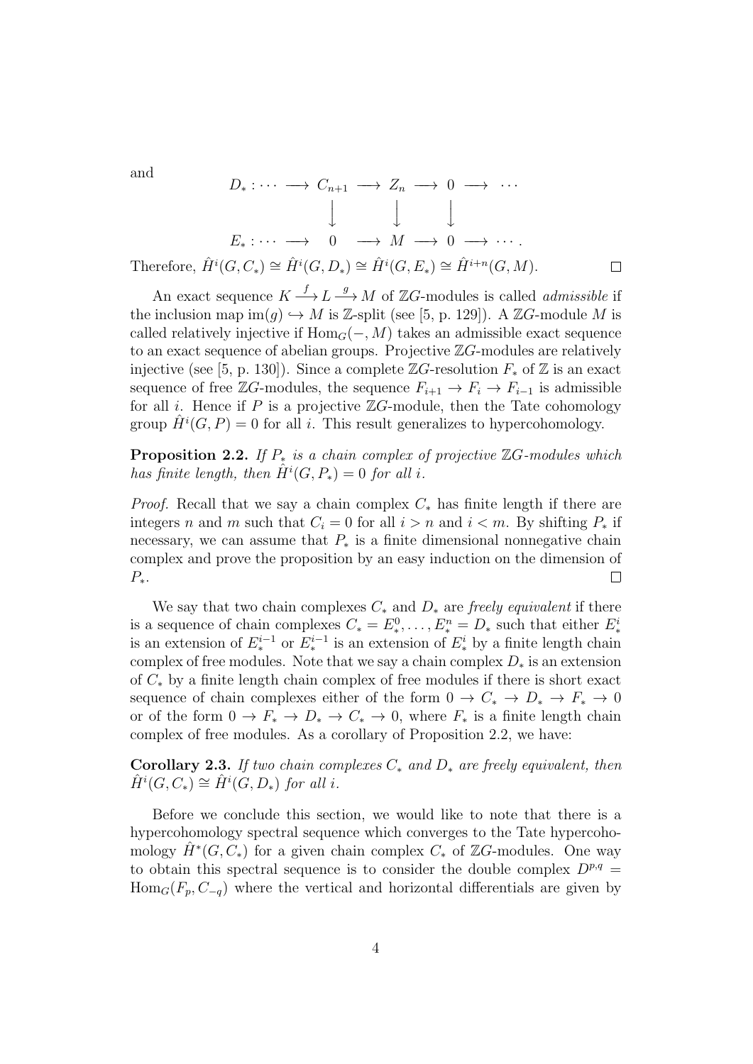and

$$
\begin{array}{ccccccccc}
D_* : \cdots & \longrightarrow & C_{n+1} & \longrightarrow & Z_n & \longrightarrow & 0 & \longrightarrow & \cdots \\
 & & \big\downarrow & & \big\downarrow & & \big\downarrow & & \\
E_* : \cdots & \longrightarrow & 0 & \longrightarrow & M & \longrightarrow & 0 & \longrightarrow & \cdots .
\end{array}
$$

Therefore, $\hat{H}^i(G, C_*) \cong \hat{H}^i(G, D_*) \cong \hat{H}^i(G, E_*) \cong \hat{H}^{i+n}(G, M)$. $\square$

An exact sequence $K \xrightarrow{f} L \xrightarrow{g} M$ of $\mathbb{Z}G$-modules is called *admissible* if the inclusion map $\operatorname{im}(g) \hookrightarrow M$ is $\mathbb{Z}$-split (see [5, p. 129]). A $\mathbb{Z}G$-module $M$ is called relatively injective if $\operatorname{Hom}_G(-, M)$ takes an admissible exact sequence to an exact sequence of abelian groups. Projective $\mathbb{Z}G$-modules are relatively injective (see [5, p. 130]). Since a complete $\mathbb{Z}G$-resolution $F_*$ of $\mathbb{Z}$ is an exact sequence of free $\mathbb{Z}G$-modules, the sequence $F_{i+1} \to F_i \to F_{i-1}$ is admissible for all $i$. Hence if $P$ is a projective $\mathbb{Z}G$-module, then the Tate cohomology group $\hat{H}^i(G, P) = 0$ for all $i$. This result generalizes to hypercohomology.

**Proposition 2.2.** *If $P_*$ is a chain complex of projective $\mathbb{Z}G$-modules which has finite length, then $\hat{H}^i(G, P_*) = 0$ for all $i$.*

*Proof.* Recall that we say a chain complex $C_*$ has finite length if there are integers $n$ and $m$ such that $C_i = 0$ for all $i > n$ and $i < m$. By shifting $P_*$ if necessary, we can assume that $P_*$ is a finite dimensional nonnegative chain complex and prove the proposition by an easy induction on the dimension of $P_*$. $\square$

We say that two chain complexes $C_*$ and $D_*$ are *freely equivalent* if there is a sequence of chain complexes $C_* = E^0_*, \dots, E^n_* = D_*$ such that either $E^i_*$ is an extension of $E^{i-1}_*$ or $E^{i-1}_*$ is an extension of $E^i_*$ by a finite length chain complex of free modules. Note that we say a chain complex $D_*$ is an extension of $C_*$ by a finite length chain complex of free modules if there is short exact sequence of chain complexes either of the form $0 \to C_* \to D_* \to F_* \to 0$ or of the form $0 \to F_* \to D_* \to C_* \to 0$, where $F_*$ is a finite length chain complex of free modules. As a corollary of Proposition 2.2, we have:

**Corollary 2.3.** *If two chain complexes $C_*$ and $D_*$ are freely equivalent, then $\hat{H}^i(G, C_*) \cong \hat{H}^i(G, D_*)$ for all $i$.*

Before we conclude this section, we would like to note that there is a hypercohomology spectral sequence which converges to the Tate hypercohomology $\hat{H}^*(G, C_*)$ for a given chain complex $C_*$ of $\mathbb{Z}G$-modules. One way to obtain this spectral sequence is to consider the double complex $D^{p,q} = \operatorname{Hom}_G(F_p, C_{-q})$ where the vertical and horizontal differentials are given by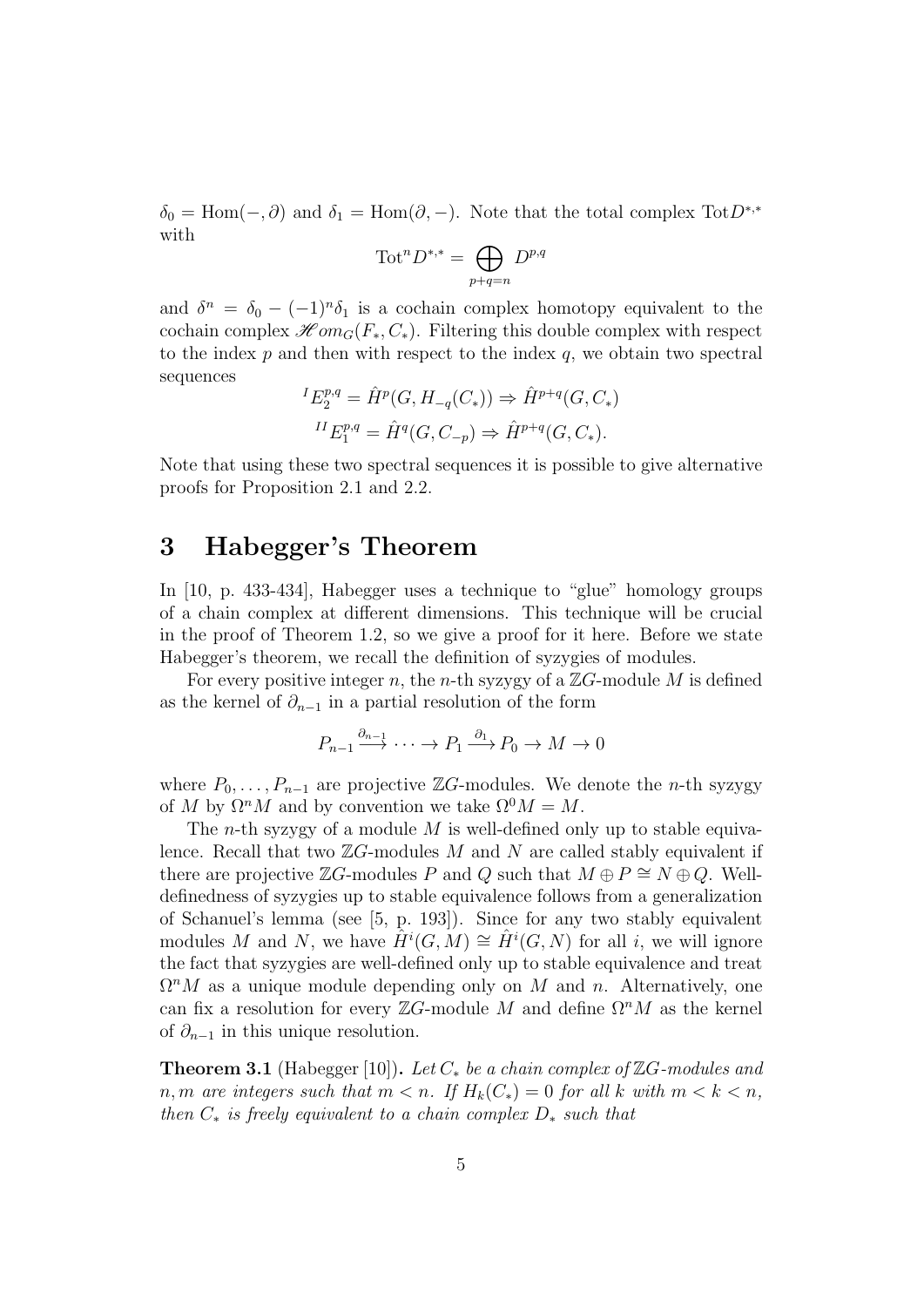$\delta_0 = \mathrm{Hom}(-, \partial)$ and $\delta_1 = \mathrm{Hom}(\partial, -)$. Note that the total complex $\mathrm{Tot}D^{*,*}$ with

$$\mathrm{Tot}^n D^{*,*} = \bigoplus_{p+q=n} D^{p,q}$$

and $\delta^n = \delta_0 - (-1)^n \delta_1$ is a cochain complex homotopy equivalent to the cochain complex $\mathscr{H}om_G(F_*, C_*)$. Filtering this double complex with respect to the index $p$ and then with respect to the index $q$, we obtain two spectral sequences

$${}^{I}E_2^{p,q} = \hat{H}^p(G, H_{-q}(C_*)) \Rightarrow \hat{H}^{p+q}(G, C_*)$$

$${}^{II}E_1^{p,q} = \hat{H}^q(G, C_{-p}) \Rightarrow \hat{H}^{p+q}(G, C_*).$$

Note that using these two spectral sequences it is possible to give alternative proofs for Proposition 2.1 and 2.2.

# 3 Habegger's Theorem

In [10, p. 433-434], Habegger uses a technique to "glue" homology groups of a chain complex at different dimensions. This technique will be crucial in the proof of Theorem 1.2, so we give a proof for it here. Before we state Habegger's theorem, we recall the definition of syzygies of modules.

For every positive integer $n$, the $n$-th syzygy of a $\mathbb{Z}G$-module $M$ is defined as the kernel of $\partial_{n-1}$ in a partial resolution of the form

$$P_{n-1} \xrightarrow{\partial_{n-1}} \cdots \to P_1 \xrightarrow{\partial_1} P_0 \to M \to 0$$

where $P_0, \ldots, P_{n-1}$ are projective $\mathbb{Z}G$-modules. We denote the $n$-th syzygy of $M$ by $\Omega^n M$ and by convention we take $\Omega^0 M = M$.

The $n$-th syzygy of a module $M$ is well-defined only up to stable equivalence. Recall that two $\mathbb{Z}G$-modules $M$ and $N$ are called stably equivalent if there are projective $\mathbb{Z}G$-modules $P$ and $Q$ such that $M \oplus P \cong N \oplus Q$. Well-definedness of syzygies up to stable equivalence follows from a generalization of Schanuel's lemma (see [5, p. 193]). Since for any two stably equivalent modules $M$ and $N$, we have $\hat{H}^i(G, M) \cong \hat{H}^i(G, N)$ for all $i$, we will ignore the fact that syzygies are well-defined only up to stable equivalence and treat $\Omega^n M$ as a unique module depending only on $M$ and $n$. Alternatively, one can fix a resolution for every $\mathbb{Z}G$-module $M$ and define $\Omega^n M$ as the kernel of $\partial_{n-1}$ in this unique resolution.

**Theorem 3.1** (Habegger [10]). *Let $C_*$ be a chain complex of $\mathbb{Z}G$-modules and $n, m$ are integers such that $m < n$. If $H_k(C_*) = 0$ for all $k$ with $m < k < n$, then $C_*$ is freely equivalent to a chain complex $D_*$ such that*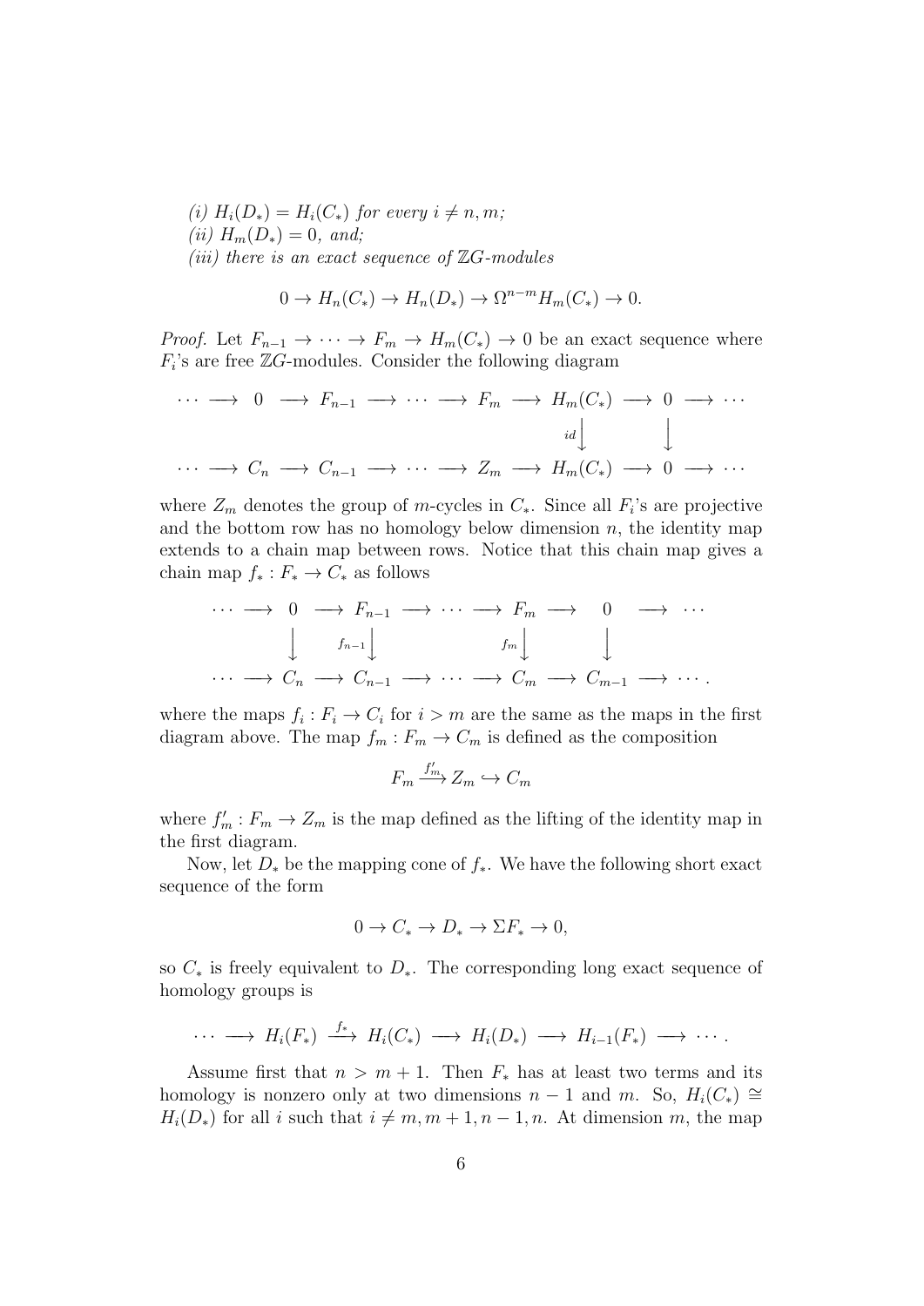*(i)* $H_i(D_*) = H_i(C_*)$ *for every* $i \neq n, m$*;*
*(ii)* $H_m(D_*) = 0$*, and;*
*(iii) there is an exact sequence of* $\mathbb{Z}G$*-modules*

$$0 \to H_n(C_*) \to H_n(D_*) \to \Omega^{n-m} H_m(C_*) \to 0.$$

*Proof.* Let $F_{n-1} \to \cdots \to F_m \to H_m(C_*) \to 0$ be an exact sequence where $F_i$'s are free $\mathbb{Z}G$-modules. Consider the following diagram

$$\begin{array}{ccccccccccccc}
\cdots & \longrightarrow & 0 & \longrightarrow & F_{n-1} & \longrightarrow & \cdots & \longrightarrow & F_m & \longrightarrow & H_m(C_*) & \longrightarrow & 0 & \longrightarrow & \cdots \\
 & & & & & & & & & & \Big\downarrow{\scriptstyle id} & & \Big\downarrow & & \\
\cdots & \longrightarrow & C_n & \longrightarrow & C_{n-1} & \longrightarrow & \cdots & \longrightarrow & Z_m & \longrightarrow & H_m(C_*) & \longrightarrow & 0 & \longrightarrow & \cdots
\end{array}$$

where $Z_m$ denotes the group of $m$-cycles in $C_*$. Since all $F_i$'s are projective and the bottom row has no homology below dimension $n$, the identity map extends to a chain map between rows. Notice that this chain map gives a chain map $f_* : F_* \to C_*$ as follows

$$\begin{array}{ccccccccccccc}
\cdots & \longrightarrow & 0 & \longrightarrow & F_{n-1} & \longrightarrow & \cdots & \longrightarrow & F_m & \longrightarrow & 0 & \longrightarrow & \cdots \\
 & & \Big\downarrow & & \Big\downarrow{\scriptstyle f_{n-1}} & & & & \Big\downarrow{\scriptstyle f_m} & & \Big\downarrow & & \\
\cdots & \longrightarrow & C_n & \longrightarrow & C_{n-1} & \longrightarrow & \cdots & \longrightarrow & C_m & \longrightarrow & C_{m-1} & \longrightarrow & \cdots .
\end{array}$$

where the maps $f_i : F_i \to C_i$ for $i > m$ are the same as the maps in the first diagram above. The map $f_m : F_m \to C_m$ is defined as the composition

$$F_m \xrightarrow{f'_m} Z_m \hookrightarrow C_m$$

where $f'_m : F_m \to Z_m$ is the map defined as the lifting of the identity map in the first diagram.

Now, let $D_*$ be the mapping cone of $f_*$. We have the following short exact sequence of the form

$$0 \to C_* \to D_* \to \Sigma F_* \to 0,$$

so $C_*$ is freely equivalent to $D_*$. The corresponding long exact sequence of homology groups is

$$\cdots \longrightarrow H_i(F_*) \xrightarrow{f_*} H_i(C_*) \longrightarrow H_i(D_*) \longrightarrow H_{i-1}(F_*) \longrightarrow \cdots .$$

Assume first that $n > m + 1$. Then $F_*$ has at least two terms and its homology is nonzero only at two dimensions $n - 1$ and $m$. So, $H_i(C_*) \cong H_i(D_*)$ for all $i$ such that $i \neq m, m + 1, n - 1, n$. At dimension $m$, the map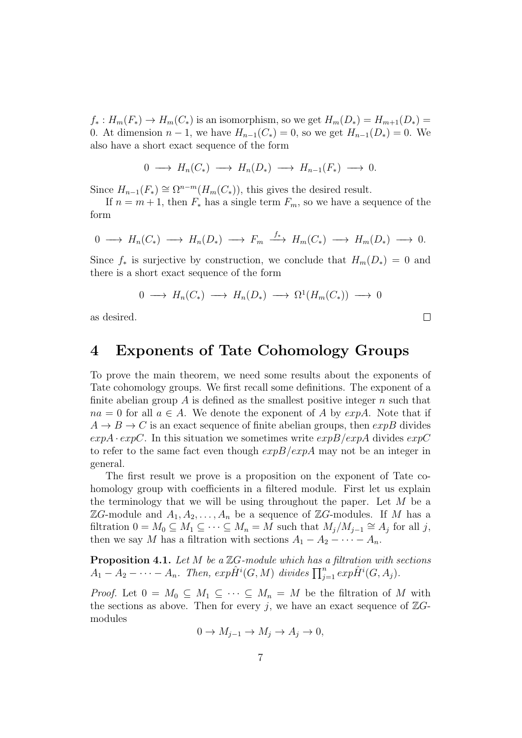$f_* : H_m(F_*) \to H_m(C_*)$ is an isomorphism, so we get $H_m(D_*) = H_{m+1}(D_*) = 0$. At dimension $n-1$, we have $H_{n-1}(C_*) = 0$, so we get $H_{n-1}(D_*) = 0$. We also have a short exact sequence of the form

$$0 \longrightarrow H_n(C_*) \longrightarrow H_n(D_*) \longrightarrow H_{n-1}(F_*) \longrightarrow 0.$$

Since $H_{n-1}(F_*) \cong \Omega^{n-m}(H_m(C_*))$, this gives the desired result.

If $n = m+1$, then $F_*$ has a single term $F_m$, so we have a sequence of the form

$$0 \longrightarrow H_n(C_*) \longrightarrow H_n(D_*) \longrightarrow F_m \xrightarrow{f_*} H_m(C_*) \longrightarrow H_m(D_*) \longrightarrow 0.$$

Since $f_*$ is surjective by construction, we conclude that $H_m(D_*) = 0$ and there is a short exact sequence of the form

$$0 \longrightarrow H_n(C_*) \longrightarrow H_n(D_*) \longrightarrow \Omega^1(H_m(C_*)) \longrightarrow 0$$

as desired. □

# 4 Exponents of Tate Cohomology Groups

To prove the main theorem, we need some results about the exponents of Tate cohomology groups. We first recall some definitions. The exponent of a finite abelian group $A$ is defined as the smallest positive integer $n$ such that $na = 0$ for all $a \in A$. We denote the exponent of $A$ by $expA$. Note that if $A \to B \to C$ is an exact sequence of finite abelian groups, then $expB$ divides $expA \cdot expC$. In this situation we sometimes write $expB/expA$ divides $expC$ to refer to the same fact even though $expB/expA$ may not be an integer in general.

The first result we prove is a proposition on the exponent of Tate cohomology group with coefficients in a filtered module. First let us explain the terminology that we will be using throughout the paper. Let $M$ be a $\mathbb{Z}G$-module and $A_1, A_2, \dots, A_n$ be a sequence of $\mathbb{Z}G$-modules. If $M$ has a filtration $0 = M_0 \subseteq M_1 \subseteq \cdots \subseteq M_n = M$ such that $M_j/M_{j-1} \cong A_j$ for all $j$, then we say $M$ has a filtration with sections $A_1 - A_2 - \cdots - A_n$.

**Proposition 4.1.** *Let $M$ be a $\mathbb{Z}G$-module which has a filtration with sections $A_1 - A_2 - \cdots - A_n$. Then, $exp\hat{H}^i(G, M)$ divides $\prod_{j=1}^{n} exp\hat{H}^i(G, A_j)$.*

*Proof.* Let $0 = M_0 \subseteq M_1 \subseteq \cdots \subseteq M_n = M$ be the filtration of $M$ with the sections as above. Then for every $j$, we have an exact sequence of $\mathbb{Z}G$-modules

$$0 \to M_{j-1} \to M_j \to A_j \to 0,$$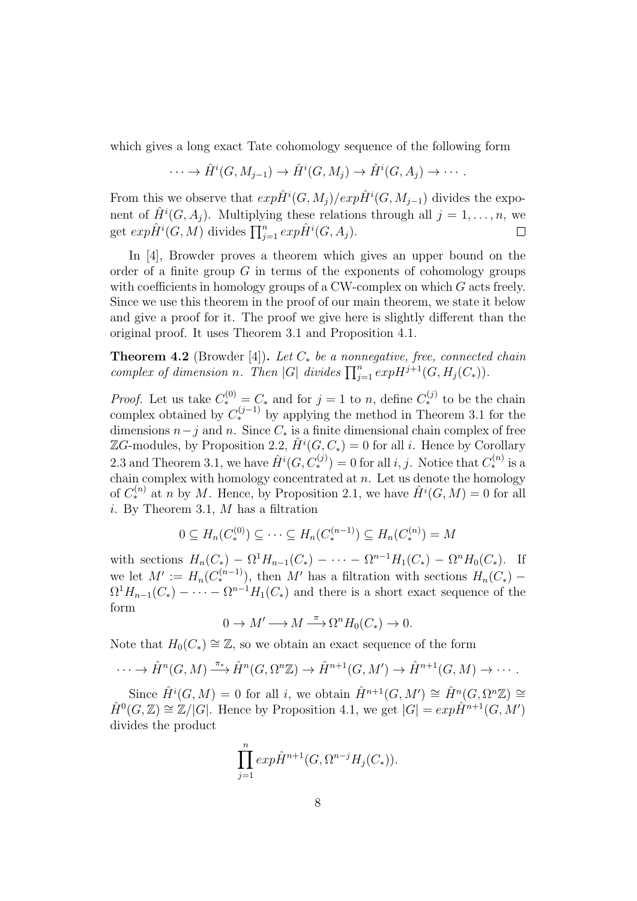which gives a long exact Tate cohomology sequence of the following form

$$\cdots \to \hat{H}^i(G, M_{j-1}) \to \hat{H}^i(G, M_j) \to \hat{H}^i(G, A_j) \to \cdots.$$

From this we observe that $exp\hat{H}^i(G, M_j)/exp\hat{H}^i(G, M_{j-1})$ divides the exponent of $\hat{H}^i(G, A_j)$. Multiplying these relations through all $j = 1, \ldots, n$, we get $exp\hat{H}^i(G, M)$ divides $\prod_{j=1}^n exp\hat{H}^i(G, A_j)$. $\square$

In [4], Browder proves a theorem which gives an upper bound on the order of a finite group $G$ in terms of the exponents of cohomology groups with coefficients in homology groups of a CW-complex on which $G$ acts freely. Since we use this theorem in the proof of our main theorem, we state it below and give a proof for it. The proof we give here is slightly different than the original proof. It uses Theorem 3.1 and Proposition 4.1.

**Theorem 4.2** (Browder [4]). *Let $C_*$ be a nonnegative, free, connected chain complex of dimension $n$. Then $|G|$ divides $\prod_{j=1}^n expH^{j+1}(G, H_j(C_*))$.*

*Proof.* Let us take $C_*^{(0)} = C_*$ and for $j = 1$ to $n$, define $C_*^{(j)}$ to be the chain complex obtained by $C_*^{(j-1)}$ by applying the method in Theorem 3.1 for the dimensions $n-j$ and $n$. Since $C_*$ is a finite dimensional chain complex of free $\mathbb{Z}G$-modules, by Proposition 2.2, $\hat{H}^i(G, C_*) = 0$ for all $i$. Hence by Corollary 2.3 and Theorem 3.1, we have $\hat{H}^i(G, C_*^{(j)}) = 0$ for all $i, j$. Notice that $C_*^{(n)}$ is a chain complex with homology concentrated at $n$. Let us denote the homology of $C_*^{(n)}$ at $n$ by $M$. Hence, by Proposition 2.1, we have $\hat{H}^i(G, M) = 0$ for all $i$. By Theorem 3.1, $M$ has a filtration

$$0 \subseteq H_n(C_*^{(0)}) \subseteq \cdots \subseteq H_n(C_*^{(n-1)}) \subseteq H_n(C_*^{(n)}) = M$$

with sections $H_n(C_*) - \Omega^1 H_{n-1}(C_*) - \cdots - \Omega^{n-1} H_1(C_*) - \Omega^n H_0(C_*)$. If we let $M' := H_n(C_*^{(n-1)})$, then $M'$ has a filtration with sections $H_n(C_*) - \Omega^1 H_{n-1}(C_*) - \cdots - \Omega^{n-1} H_1(C_*)$ and there is a short exact sequence of the form

$$0 \to M' \longrightarrow M \xrightarrow{\pi} \Omega^n H_0(C_*) \to 0.$$

Note that $H_0(C_*) \cong \mathbb{Z}$, so we obtain an exact sequence of the form

$$\cdots \to \hat{H}^n(G, M) \xrightarrow{\pi_*} \hat{H}^n(G, \Omega^n \mathbb{Z}) \to \hat{H}^{n+1}(G, M') \to \hat{H}^{n+1}(G, M) \to \cdots.$$

Since $\hat{H}^i(G, M) = 0$ for all $i$, we obtain $\hat{H}^{n+1}(G, M') \cong \hat{H}^n(G, \Omega^n \mathbb{Z}) \cong \hat{H}^0(G, \mathbb{Z}) \cong \mathbb{Z}/|G|$. Hence by Proposition 4.1, we get $|G| = exp\hat{H}^{n+1}(G, M')$ divides the product

$$\prod_{j=1}^n exp\hat{H}^{n+1}(G, \Omega^{n-j} H_j(C_*)).$$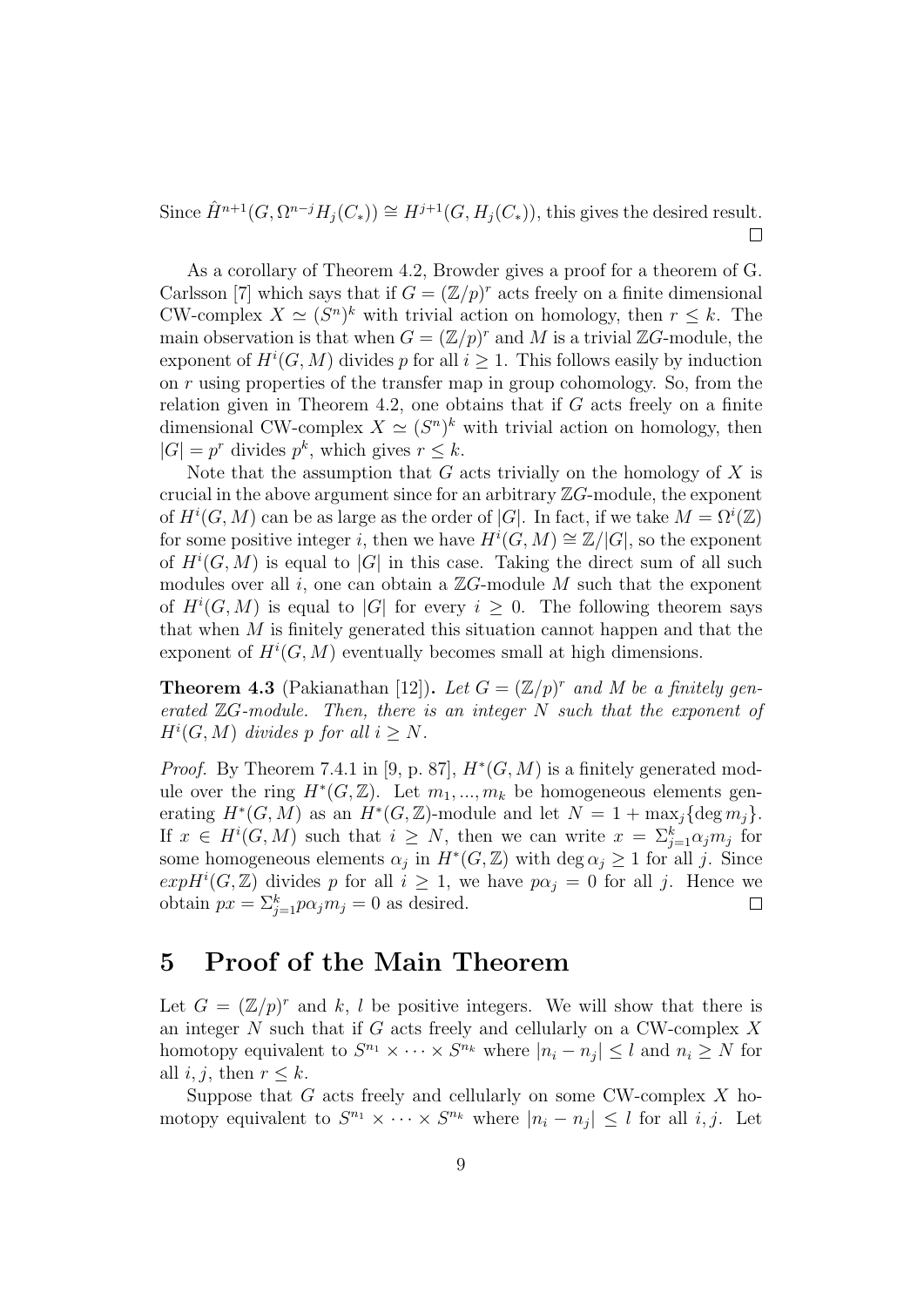Since $\hat{H}^{n+1}(G, \Omega^{n-j} H_j(C_*)) \cong H^{j+1}(G, H_j(C_*))$, this gives the desired result. □

As a corollary of Theorem 4.2, Browder gives a proof for a theorem of G. Carlsson [7] which says that if $G = (\mathbb{Z}/p)^r$ acts freely on a finite dimensional CW-complex $X \simeq (S^n)^k$ with trivial action on homology, then $r \leq k$. The main observation is that when $G = (\mathbb{Z}/p)^r$ and $M$ is a trivial $\mathbb{Z}G$-module, the exponent of $H^i(G, M)$ divides $p$ for all $i \geq 1$. This follows easily by induction on $r$ using properties of the transfer map in group cohomology. So, from the relation given in Theorem 4.2, one obtains that if $G$ acts freely on a finite dimensional CW-complex $X \simeq (S^n)^k$ with trivial action on homology, then $|G| = p^r$ divides $p^k$, which gives $r \leq k$.

Note that the assumption that $G$ acts trivially on the homology of $X$ is crucial in the above argument since for an arbitrary $\mathbb{Z}G$-module, the exponent of $H^i(G, M)$ can be as large as the order of $|G|$. In fact, if we take $M = \Omega^i(\mathbb{Z})$ for some positive integer $i$, then we have $H^i(G, M) \cong \mathbb{Z}/|G|$, so the exponent of $H^i(G, M)$ is equal to $|G|$ in this case. Taking the direct sum of all such modules over all $i$, one can obtain a $\mathbb{Z}G$-module $M$ such that the exponent of $H^i(G, M)$ is equal to $|G|$ for every $i \geq 0$. The following theorem says that when $M$ is finitely generated this situation cannot happen and that the exponent of $H^i(G, M)$ eventually becomes small at high dimensions.

**Theorem 4.3** (Pakianathan [12]). *Let $G = (\mathbb{Z}/p)^r$ and $M$ be a finitely generated $\mathbb{Z}G$-module. Then, there is an integer $N$ such that the exponent of $H^i(G, M)$ divides $p$ for all $i \geq N$.*

*Proof.* By Theorem 7.4.1 in [9, p. 87], $H^*(G, M)$ is a finitely generated module over the ring $H^*(G, \mathbb{Z})$. Let $m_1, ..., m_k$ be homogeneous elements generating $H^*(G, M)$ as an $H^*(G, \mathbb{Z})$-module and let $N = 1 + \max_j \{\deg m_j\}$. If $x \in H^i(G, M)$ such that $i \geq N$, then we can write $x = \Sigma_{j=1}^k \alpha_j m_j$ for some homogeneous elements $\alpha_j$ in $H^*(G, \mathbb{Z})$ with $\deg \alpha_j \geq 1$ for all $j$. Since $exp H^i(G, \mathbb{Z})$ divides $p$ for all $i \geq 1$, we have $p\alpha_j = 0$ for all $j$. Hence we obtain $px = \Sigma_{j=1}^k p\alpha_j m_j = 0$ as desired. □

# 5 Proof of the Main Theorem

Let $G = (\mathbb{Z}/p)^r$ and $k$, $l$ be positive integers. We will show that there is an integer $N$ such that if $G$ acts freely and cellularly on a CW-complex $X$ homotopy equivalent to $S^{n_1} \times \cdots \times S^{n_k}$ where $|n_i - n_j| \leq l$ and $n_i \geq N$ for all $i, j$, then $r \leq k$.

Suppose that $G$ acts freely and cellularly on some CW-complex $X$ homotopy equivalent to $S^{n_1} \times \cdots \times S^{n_k}$ where $|n_i - n_j| \leq l$ for all $i, j$. Let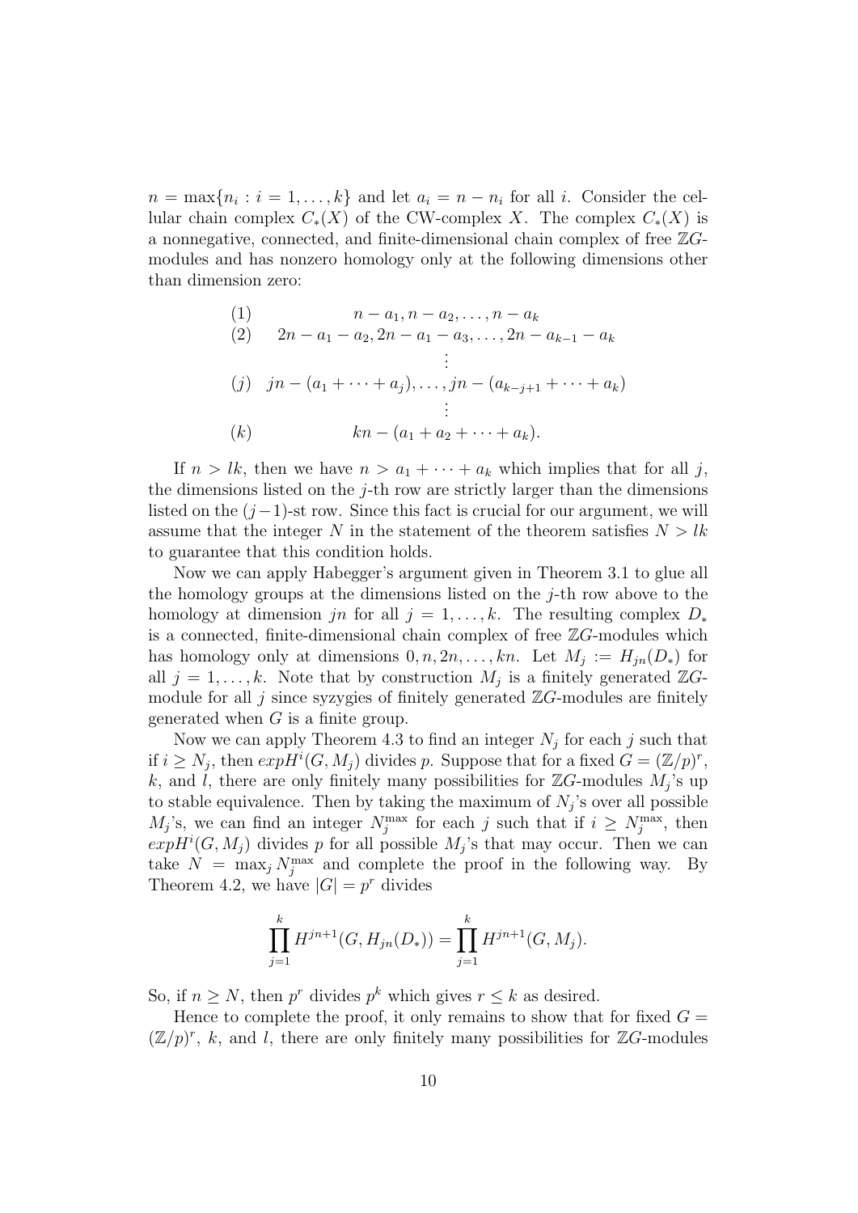$n = \max\{n_i : i = 1, \ldots, k\}$ and let $a_i = n - n_i$ for all $i$. Consider the cellular chain complex $C_*(X)$ of the CW-complex $X$. The complex $C_*(X)$ is a nonnegative, connected, and finite-dimensional chain complex of free $\mathbb{Z}G$-modules and has nonzero homology only at the following dimensions other than dimension zero:

$$
\begin{array}{ll}
(1) & n - a_1, n - a_2, \ldots, n - a_k \\
(2) & 2n - a_1 - a_2, 2n - a_1 - a_3, \ldots, 2n - a_{k-1} - a_k \\
 & \vdots \\
(j) & jn - (a_1 + \cdots + a_j), \ldots, jn - (a_{k-j+1} + \cdots + a_k) \\
 & \vdots \\
(k) & kn - (a_1 + a_2 + \cdots + a_k).
\end{array}
$$

If $n > lk$, then we have $n > a_1 + \cdots + a_k$ which implies that for all $j$, the dimensions listed on the $j$-th row are strictly larger than the dimensions listed on the $(j-1)$-st row. Since this fact is crucial for our argument, we will assume that the integer $N$ in the statement of the theorem satisfies $N > lk$ to guarantee that this condition holds.

Now we can apply Habegger's argument given in Theorem 3.1 to glue all the homology groups at the dimensions listed on the $j$-th row above to the homology at dimension $jn$ for all $j = 1, \ldots, k$. The resulting complex $D_*$ is a connected, finite-dimensional chain complex of free $\mathbb{Z}G$-modules which has homology only at dimensions $0, n, 2n, \ldots, kn$. Let $M_j := H_{jn}(D_*)$ for all $j = 1, \ldots, k$. Note that by construction $M_j$ is a finitely generated $\mathbb{Z}G$-module for all $j$ since syzygies of finitely generated $\mathbb{Z}G$-modules are finitely generated when $G$ is a finite group.

Now we can apply Theorem 4.3 to find an integer $N_j$ for each $j$ such that if $i \geq N_j$, then $exp H^i(G, M_j)$ divides $p$. Suppose that for a fixed $G = (\mathbb{Z}/p)^r$, $k$, and $l$, there are only finitely many possibilities for $\mathbb{Z}G$-modules $M_j$'s up to stable equivalence. Then by taking the maximum of $N_j$'s over all possible $M_j$'s, we can find an integer $N_j^{\max}$ for each $j$ such that if $i \geq N_j^{\max}$, then $exp H^i(G, M_j)$ divides $p$ for all possible $M_j$'s that may occur. Then we can take $N = \max_j N_j^{\max}$ and complete the proof in the following way. By Theorem 4.2, we have $|G| = p^r$ divides

$$\prod_{j=1}^{k} H^{jn+1}(G, H_{jn}(D_*)) = \prod_{j=1}^{k} H^{jn+1}(G, M_j).$$

So, if $n \geq N$, then $p^r$ divides $p^k$ which gives $r \leq k$ as desired.

Hence to complete the proof, it only remains to show that for fixed $G = (\mathbb{Z}/p)^r$, $k$, and $l$, there are only finitely many possibilities for $\mathbb{Z}G$-modules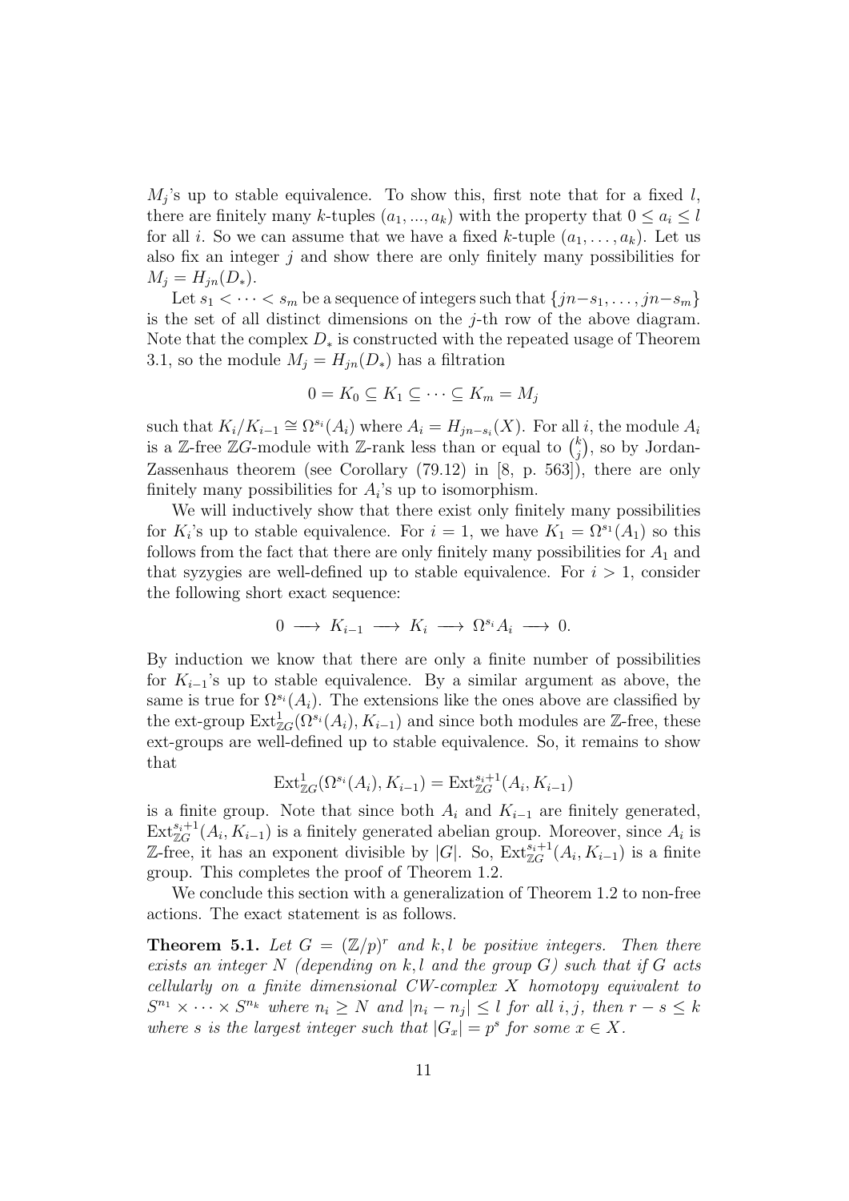$M_j$'s up to stable equivalence. To show this, first note that for a fixed $l$, there are finitely many $k$-tuples $(a_1, ..., a_k)$ with the property that $0 \leq a_i \leq l$ for all $i$. So we can assume that we have a fixed $k$-tuple $(a_1, \ldots, a_k)$. Let us also fix an integer $j$ and show there are only finitely many possibilities for $M_j = H_{jn}(D_*)$.

Let $s_1 < \cdots < s_m$ be a sequence of integers such that $\{jn - s_1, \ldots, jn - s_m\}$ is the set of all distinct dimensions on the $j$-th row of the above diagram. Note that the complex $D_*$ is constructed with the repeated usage of Theorem 3.1, so the module $M_j = H_{jn}(D_*)$ has a filtration

$$0 = K_0 \subseteq K_1 \subseteq \cdots \subseteq K_m = M_j$$

such that $K_i / K_{i-1} \cong \Omega^{s_i}(A_i)$ where $A_i = H_{jn-s_i}(X)$. For all $i$, the module $A_i$ is a $\mathbb{Z}$-free $\mathbb{Z}G$-module with $\mathbb{Z}$-rank less than or equal to $\binom{k}{j}$, so by Jordan-Zassenhaus theorem (see Corollary (79.12) in [8, p. 563]), there are only finitely many possibilities for $A_i$'s up to isomorphism.

We will inductively show that there exist only finitely many possibilities for $K_i$'s up to stable equivalence. For $i = 1$, we have $K_1 = \Omega^{s_1}(A_1)$ so this follows from the fact that there are only finitely many possibilities for $A_1$ and that syzygies are well-defined up to stable equivalence. For $i > 1$, consider the following short exact sequence:

$$0 \longrightarrow K_{i-1} \longrightarrow K_i \longrightarrow \Omega^{s_i} A_i \longrightarrow 0.$$

By induction we know that there are only a finite number of possibilities for $K_{i-1}$'s up to stable equivalence. By a similar argument as above, the same is true for $\Omega^{s_i}(A_i)$. The extensions like the ones above are classified by the ext-group $\mathrm{Ext}^1_{\mathbb{Z}G}(\Omega^{s_i}(A_i), K_{i-1})$ and since both modules are $\mathbb{Z}$-free, these ext-groups are well-defined up to stable equivalence. So, it remains to show that

$$\mathrm{Ext}^1_{\mathbb{Z}G}(\Omega^{s_i}(A_i), K_{i-1}) = \mathrm{Ext}^{s_i+1}_{\mathbb{Z}G}(A_i, K_{i-1})$$

is a finite group. Note that since both $A_i$ and $K_{i-1}$ are finitely generated, $\mathrm{Ext}^{s_i+1}_{\mathbb{Z}G}(A_i, K_{i-1})$ is a finitely generated abelian group. Moreover, since $A_i$ is $\mathbb{Z}$-free, it has an exponent divisible by $|G|$. So, $\mathrm{Ext}^{s_i+1}_{\mathbb{Z}G}(A_i, K_{i-1})$ is a finite group. This completes the proof of Theorem 1.2.

We conclude this section with a generalization of Theorem 1.2 to non-free actions. The exact statement is as follows.

**Theorem 5.1.** *Let $G = (\mathbb{Z}/p)^r$ and $k, l$ be positive integers. Then there exists an integer $N$ (depending on $k, l$ and the group $G$) such that if $G$ acts cellularly on a finite dimensional CW-complex $X$ homotopy equivalent to $S^{n_1} \times \cdots \times S^{n_k}$ where $n_i \geq N$ and $|n_i - n_j| \leq l$ for all $i, j$, then $r - s \leq k$ where $s$ is the largest integer such that $|G_x| = p^s$ for some $x \in X$.*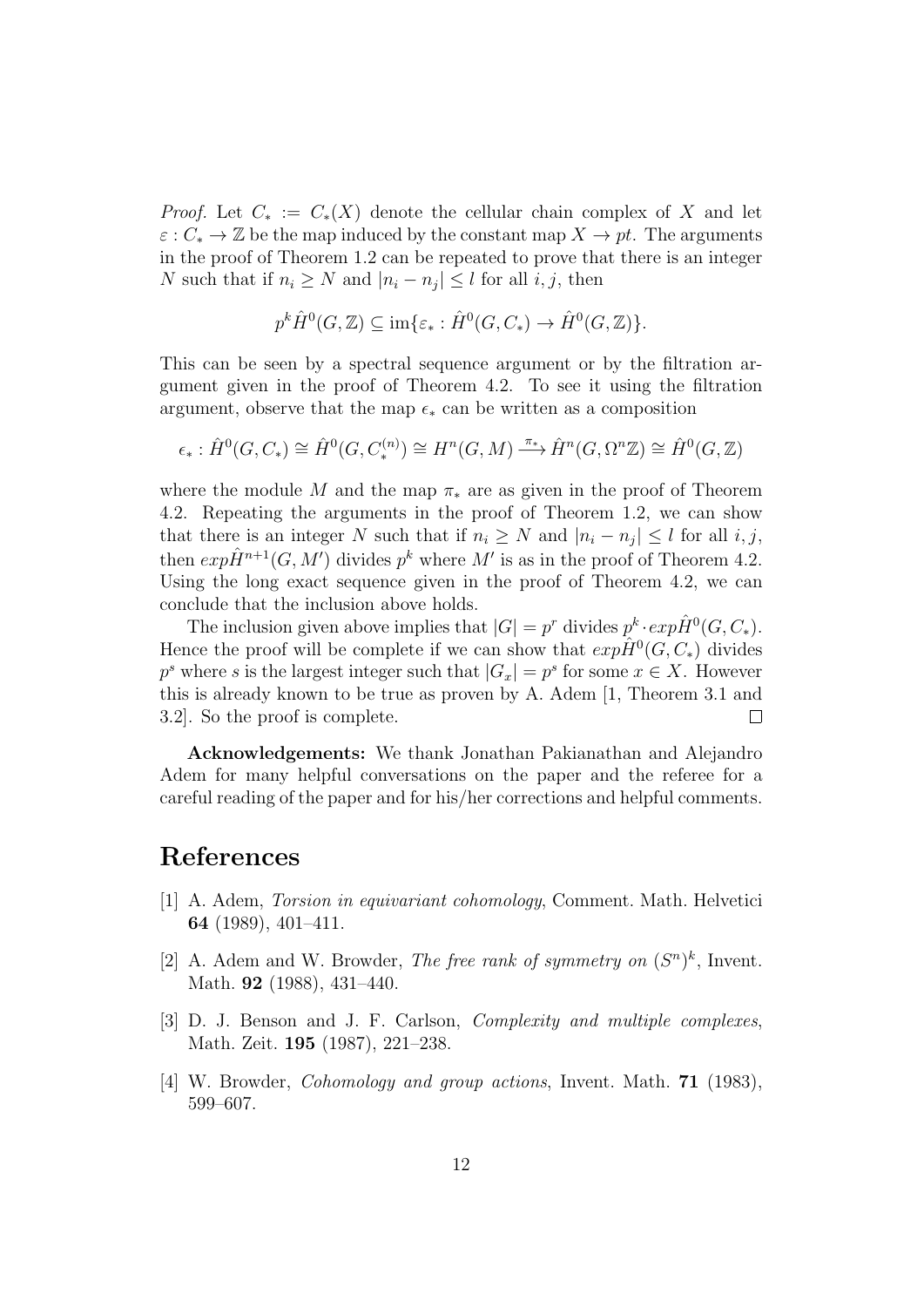*Proof.* Let $C_* := C_*(X)$ denote the cellular chain complex of $X$ and let $\varepsilon : C_* \to \mathbb{Z}$ be the map induced by the constant map $X \to pt$. The arguments in the proof of Theorem 1.2 can be repeated to prove that there is an integer $N$ such that if $n_i \geq N$ and $|n_i - n_j| \leq l$ for all $i, j$, then

$$p^k \hat{H}^0(G, \mathbb{Z}) \subseteq \operatorname{im}\{\varepsilon_* : \hat{H}^0(G, C_*) \to \hat{H}^0(G, \mathbb{Z})\}.$$

This can be seen by a spectral sequence argument or by the filtration argument given in the proof of Theorem 4.2. To see it using the filtration argument, observe that the map $\epsilon_*$ can be written as a composition

$$\epsilon_* : \hat{H}^0(G, C_*) \cong \hat{H}^0(G, C_*^{(n)}) \cong H^n(G, M) \xrightarrow{\pi_*} \hat{H}^n(G, \Omega^n \mathbb{Z}) \cong \hat{H}^0(G, \mathbb{Z})$$

where the module $M$ and the map $\pi_*$ are as given in the proof of Theorem 4.2. Repeating the arguments in the proof of Theorem 1.2, we can show that there is an integer $N$ such that if $n_i \geq N$ and $|n_i - n_j| \leq l$ for all $i, j$, then $exp \hat{H}^{n+1}(G, M')$ divides $p^k$ where $M'$ is as in the proof of Theorem 4.2. Using the long exact sequence given in the proof of Theorem 4.2, we can conclude that the inclusion above holds.

The inclusion given above implies that $|G| = p^r$ divides $p^k \cdot exp \hat{H}^0(G, C_*)$. Hence the proof will be complete if we can show that $exp \hat{H}^0(G, C_*)$ divides $p^s$ where $s$ is the largest integer such that $|G_x| = p^s$ for some $x \in X$. However this is already known to be true as proven by A. Adem [1, Theorem 3.1 and 3.2]. So the proof is complete. $\square$

**Acknowledgements:** We thank Jonathan Pakianathan and Alejandro Adem for many helpful conversations on the paper and the referee for a careful reading of the paper and for his/her corrections and helpful comments.

# References

[1] A. Adem, *Torsion in equivariant cohomology*, Comment. Math. Helvetici **64** (1989), 401–411.

[2] A. Adem and W. Browder, *The free rank of symmetry on $(S^n)^k$*, Invent. Math. **92** (1988), 431–440.

[3] D. J. Benson and J. F. Carlson, *Complexity and multiple complexes*, Math. Zeit. **195** (1987), 221–238.

[4] W. Browder, *Cohomology and group actions*, Invent. Math. **71** (1983), 599–607.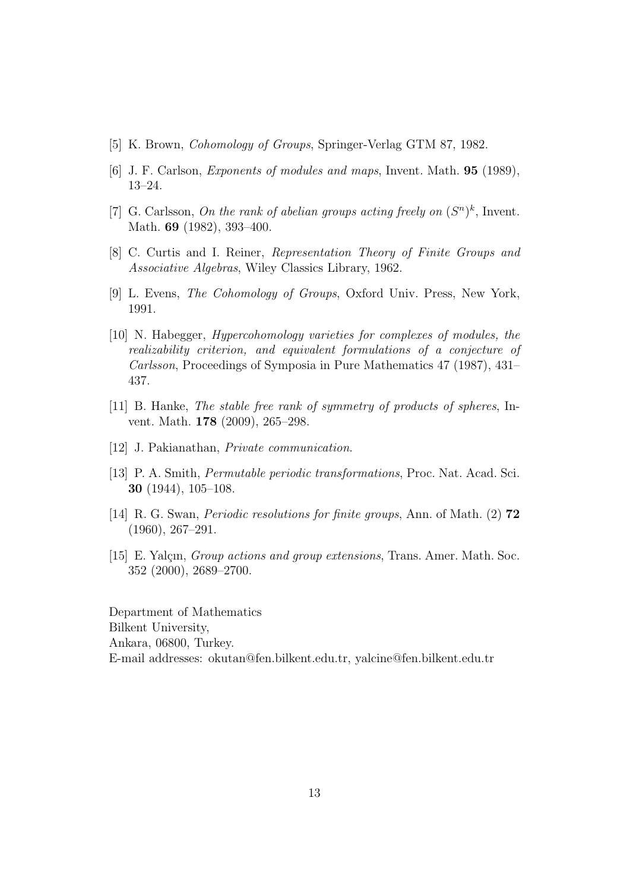[5] K. Brown, *Cohomology of Groups*, Springer-Verlag GTM 87, 1982.

[6] J. F. Carlson, *Exponents of modules and maps*, Invent. Math. **95** (1989), 13–24.

[7] G. Carlsson, *On the rank of abelian groups acting freely on $(S^n)^k$*, Invent. Math. **69** (1982), 393–400.

[8] C. Curtis and I. Reiner, *Representation Theory of Finite Groups and Associative Algebras*, Wiley Classics Library, 1962.

[9] L. Evens, *The Cohomology of Groups*, Oxford Univ. Press, New York, 1991.

[10] N. Habegger, *Hypercohomology varieties for complexes of modules, the realizability criterion, and equivalent formulations of a conjecture of Carlsson*, Proceedings of Symposia in Pure Mathematics 47 (1987), 431–437.

[11] B. Hanke, *The stable free rank of symmetry of products of spheres*, Invent. Math. **178** (2009), 265–298.

[12] J. Pakianathan, *Private communication*.

[13] P. A. Smith, *Permutable periodic transformations*, Proc. Nat. Acad. Sci. **30** (1944), 105–108.

[14] R. G. Swan, *Periodic resolutions for finite groups*, Ann. of Math. (2) **72** (1960), 267–291.

[15] E. Yalçın, *Group actions and group extensions*, Trans. Amer. Math. Soc. 352 (2000), 2689–2700.

Department of Mathematics  
Bilkent University,  
Ankara, 06800, Turkey.  
E-mail addresses: okutan@fen.bilkent.edu.tr, yalcine@fen.bilkent.edu.tr